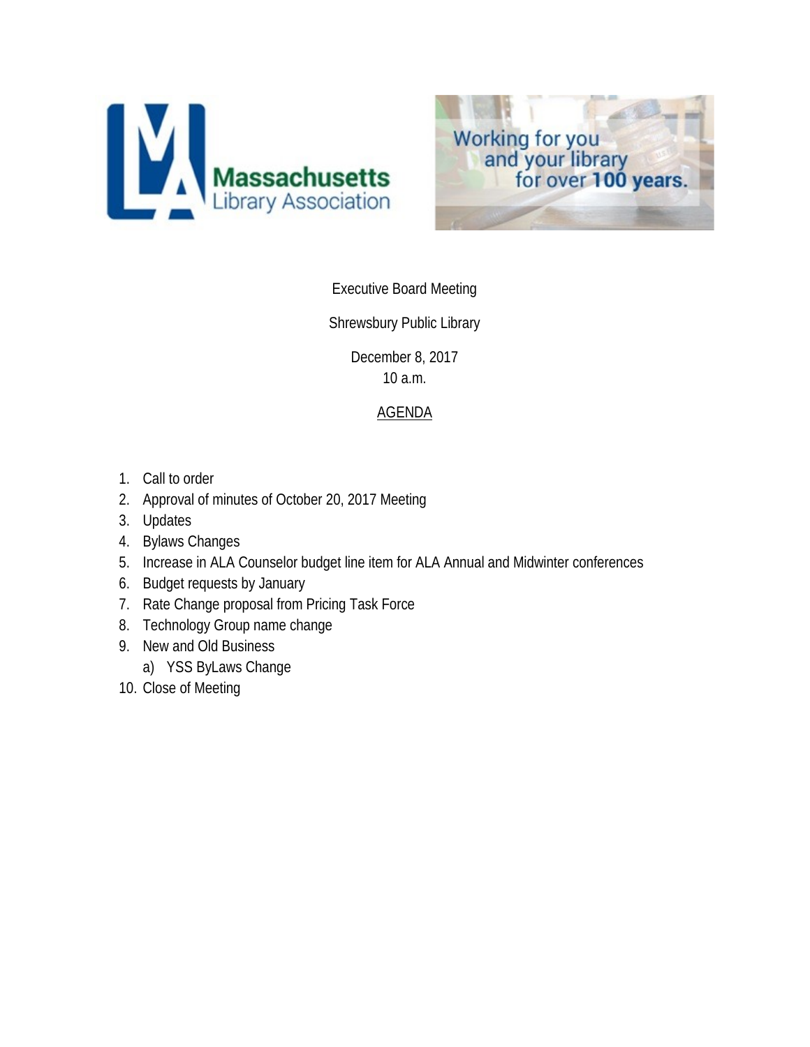Massachusetts Library Association

Working for you and your library for over **100 years.**

Executive Board Meeting

Shrewsbury Public Library

December 8, 2017
10 a.m.

AGENDA

1. Call to order
2. Approval of minutes of October 20, 2017 Meeting
3. Updates
4. Bylaws Changes
5. Increase in ALA Counselor budget line item for ALA Annual and Midwinter conferences
6. Budget requests by January
7. Rate Change proposal from Pricing Task Force
8. Technology Group name change
9. New and Old Business
   a) YSS ByLaws Change
10. Close of Meeting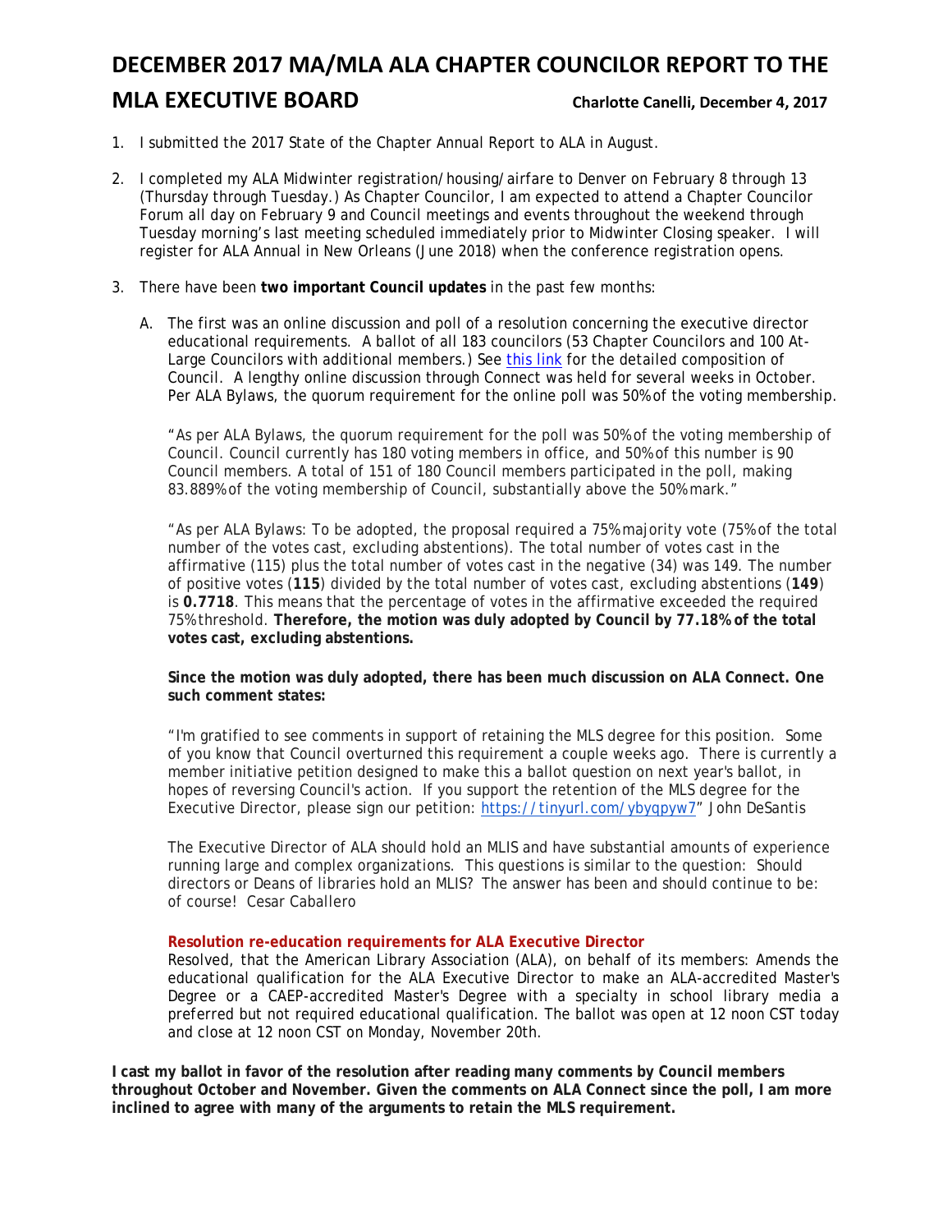# DECEMBER 2017 MA/MLA ALA CHAPTER COUNCILOR REPORT TO THE MLA EXECUTIVE BOARD

**Charlotte Canelli, December 4, 2017**

1. I submitted the 2017 State of the Chapter Annual Report to ALA in August.

2. I completed my ALA Midwinter registration/housing/airfare to Denver on February 8 through 13 (Thursday through Tuesday.) As Chapter Councilor, I am expected to attend a Chapter Councilor Forum all day on February 9 and Council meetings and events throughout the weekend through Tuesday morning's last meeting scheduled immediately prior to Midwinter Closing speaker. I will register for ALA Annual in New Orleans (June 2018) when the conference registration opens.

3. There have been **two important Council updates** in the past few months:

   A. The first was an online discussion and poll of a resolution concerning the executive director educational requirements. A ballot of all 183 councilors (53 Chapter Councilors and 100 At-Large Councilors with additional members.) See [this link] for the detailed composition of Council. A lengthy online discussion through Connect was held for several weeks in October. Per ALA Bylaws, the quorum requirement for the online poll was 50% of the voting membership.

   "As per ALA Bylaws, the quorum requirement for the poll was 50% of the voting membership of Council. Council currently has 180 voting members in office, and 50% of this number is 90 Council members. A total of 151 of 180 Council members participated in the poll, making 83.889% of the voting membership of Council, substantially above the 50% mark."

   "As per ALA Bylaws: To be adopted, the proposal required a 75% majority vote (75% of the total number of the votes cast, excluding abstentions). The total number of votes cast in the affirmative (115) plus the total number of votes cast in the negative (34) was 149. The number of positive votes (**115**) divided by the total number of votes cast, excluding abstentions (**149**) is **0.7718**. This means that the percentage of votes in the affirmative exceeded the required 75% threshold. **Therefore, the motion was duly adopted by Council by 77.18% of the total votes cast, excluding abstentions.**

   **Since the motion was duly adopted, there has been much discussion on ALA Connect. One such comment states:**

   "I'm gratified to see comments in support of retaining the MLS degree for this position. Some of you know that Council overturned this requirement a couple weeks ago. There is currently a member initiative petition designed to make this a ballot question on next year's ballot, in hopes of reversing Council's action. If you support the retention of the MLS degree for the Executive Director, please sign our petition: https://tinyurl.com/ybyqpyw7" John DeSantis

   The Executive Director of ALA should hold an MLIS and have substantial amounts of experience running large and complex organizations. This questions is similar to the question: Should directors or Deans of libraries hold an MLIS? The answer has been and should continue to be: of course! Cesar Caballero

   **Resolution re-education requirements for ALA Executive Director**
   Resolved, that the American Library Association (ALA), on behalf of its members: Amends the educational qualification for the ALA Executive Director to make an ALA-accredited Master's Degree or a CAEP-accredited Master's Degree with a specialty in school library media a preferred but not required educational qualification. The ballot was open at 12 noon CST today and close at 12 noon CST on Monday, November 20th.

**I cast my ballot in favor of the resolution after reading many comments by Council members throughout October and November. Given the comments on ALA Connect since the poll, I am more inclined to agree with many of the arguments to retain the MLS requirement.**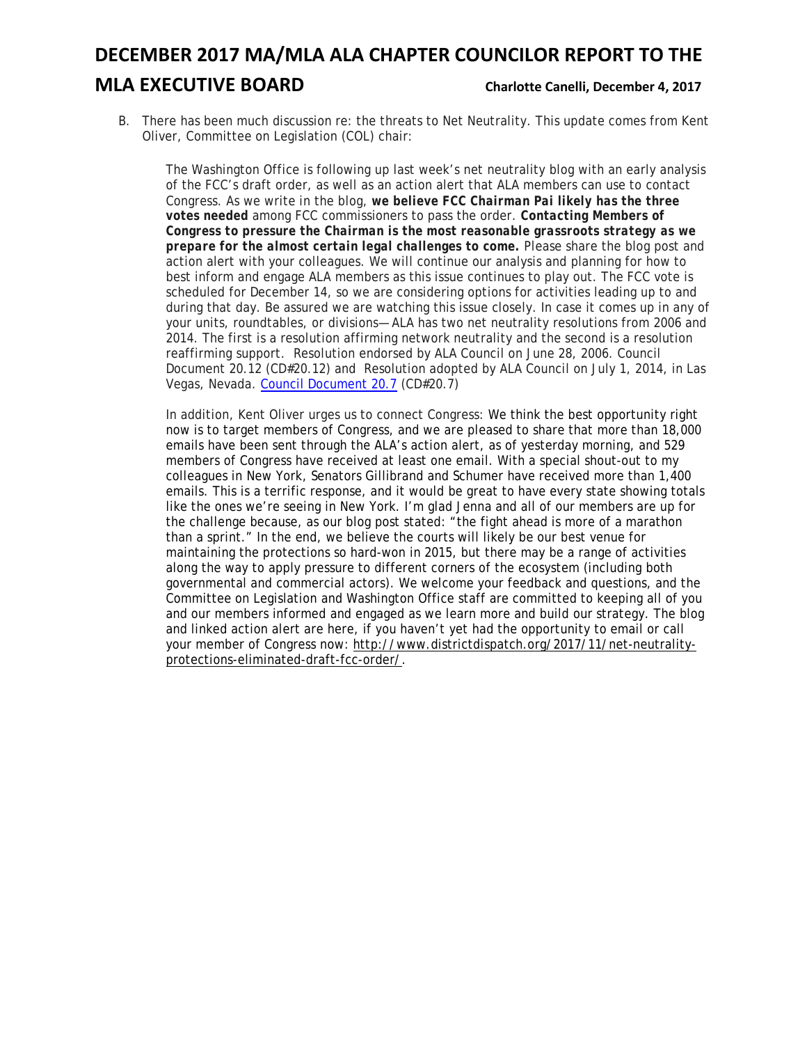B. There has been much discussion re: the threats to Net Neutrality. This update comes from Kent Oliver, Committee on Legislation (COL) chair:

> The Washington Office is following up last week's net neutrality blog with an early analysis of the FCC's draft order, as well as an action alert that ALA members can use to contact Congress. As we write in the blog, ***we believe FCC Chairman Pai likely has the three votes needed*** among FCC commissioners to pass the order. ***Contacting Members of Congress to pressure the Chairman is the most reasonable grassroots strategy as we prepare for the almost certain legal challenges to come.*** Please share the blog post and action alert with your colleagues. We will continue our analysis and planning for how to best inform and engage ALA members as this issue continues to play out. The FCC vote is scheduled for December 14, so we are considering options for activities leading up to and during that day. Be assured we are watching this issue closely. In case it comes up in any of your units, roundtables, or divisions—ALA has two net neutrality resolutions from 2006 and 2014. The first is a resolution affirming network neutrality and the second is a resolution reaffirming support. Resolution endorsed by ALA Council on June 28, 2006. Council Document 20.12 (CD#20.12) and Resolution adopted by ALA Council on July 1, 2014, in Las Vegas, Nevada. [Council Document 20.7](Council Document 20.7) (CD#20.7)
>
> In addition, Kent Oliver urges us to connect Congress: We think the best opportunity right now is to target members of Congress, and we are pleased to share that more than 18,000 emails have been sent through the ALA's action alert, as of yesterday morning, and 529 members of Congress have received at least one email. With a special shout-out to my colleagues in New York, Senators Gillibrand and Schumer have received more than 1,400 emails. This is a terrific response, and it would be great to have every state showing totals like the ones we're seeing in New York. I'm glad Jenna and all of our members are up for the challenge because, as our blog post stated: "the fight ahead is more of a marathon than a sprint." In the end, we believe the courts will likely be our best venue for maintaining the protections so hard-won in 2015, but there may be a range of activities along the way to apply pressure to different corners of the ecosystem (including both governmental and commercial actors). We welcome your feedback and questions, and the Committee on Legislation and Washington Office staff are committed to keeping all of you and our members informed and engaged as we learn more and build our strategy. The blog and linked action alert are here, if you haven't yet had the opportunity to email or call your member of Congress now: http://www.districtdispatch.org/2017/11/net-neutrality-protections-eliminated-draft-fcc-order/.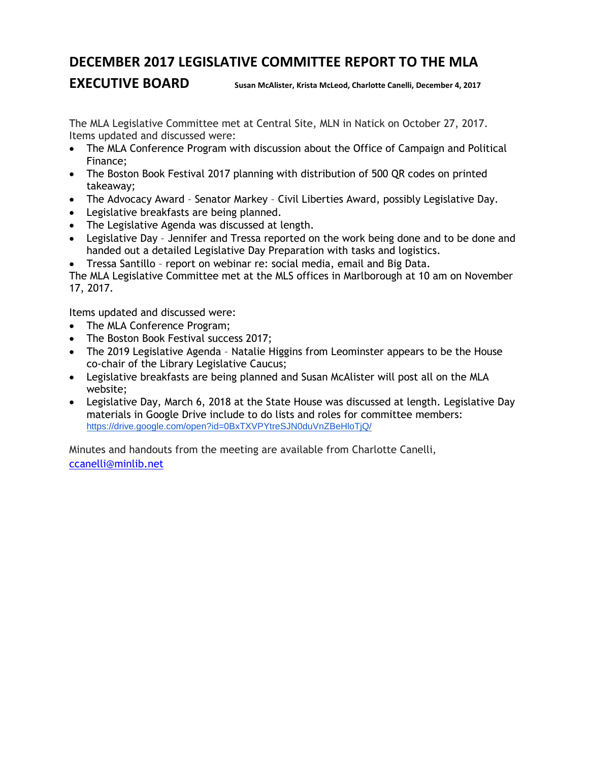# DECEMBER 2017 LEGISLATIVE COMMITTEE REPORT TO THE MLA EXECUTIVE BOARD

**Susan McAlister, Krista McLeod, Charlotte Canelli, December 4, 2017**

The MLA Legislative Committee met at Central Site, MLN in Natick on October 27, 2017. Items updated and discussed were:

- The MLA Conference Program with discussion about the Office of Campaign and Political Finance;
- The Boston Book Festival 2017 planning with distribution of 500 QR codes on printed takeaway;
- The Advocacy Award – Senator Markey – Civil Liberties Award, possibly Legislative Day.
- Legislative breakfasts are being planned.
- The Legislative Agenda was discussed at length.
- Legislative Day – Jennifer and Tressa reported on the work being done and to be done and handed out a detailed Legislative Day Preparation with tasks and logistics.
- Tressa Santillo – report on webinar re: social media, email and Big Data.

The MLA Legislative Committee met at the MLS offices in Marlborough at 10 am on November 17, 2017.

Items updated and discussed were:

- The MLA Conference Program;
- The Boston Book Festival success 2017;
- The 2019 Legislative Agenda – Natalie Higgins from Leominster appears to be the House co-chair of the Library Legislative Caucus;
- Legislative breakfasts are being planned and Susan McAlister will post all on the MLA website;
- Legislative Day, March 6, 2018 at the State House was discussed at length. Legislative Day materials in Google Drive include to do lists and roles for committee members: https://drive.google.com/open?id=0BxTXVPYtreSJN0duVnZBeHloTjQ/

Minutes and handouts from the meeting are available from Charlotte Canelli, ccanelli@minlib.net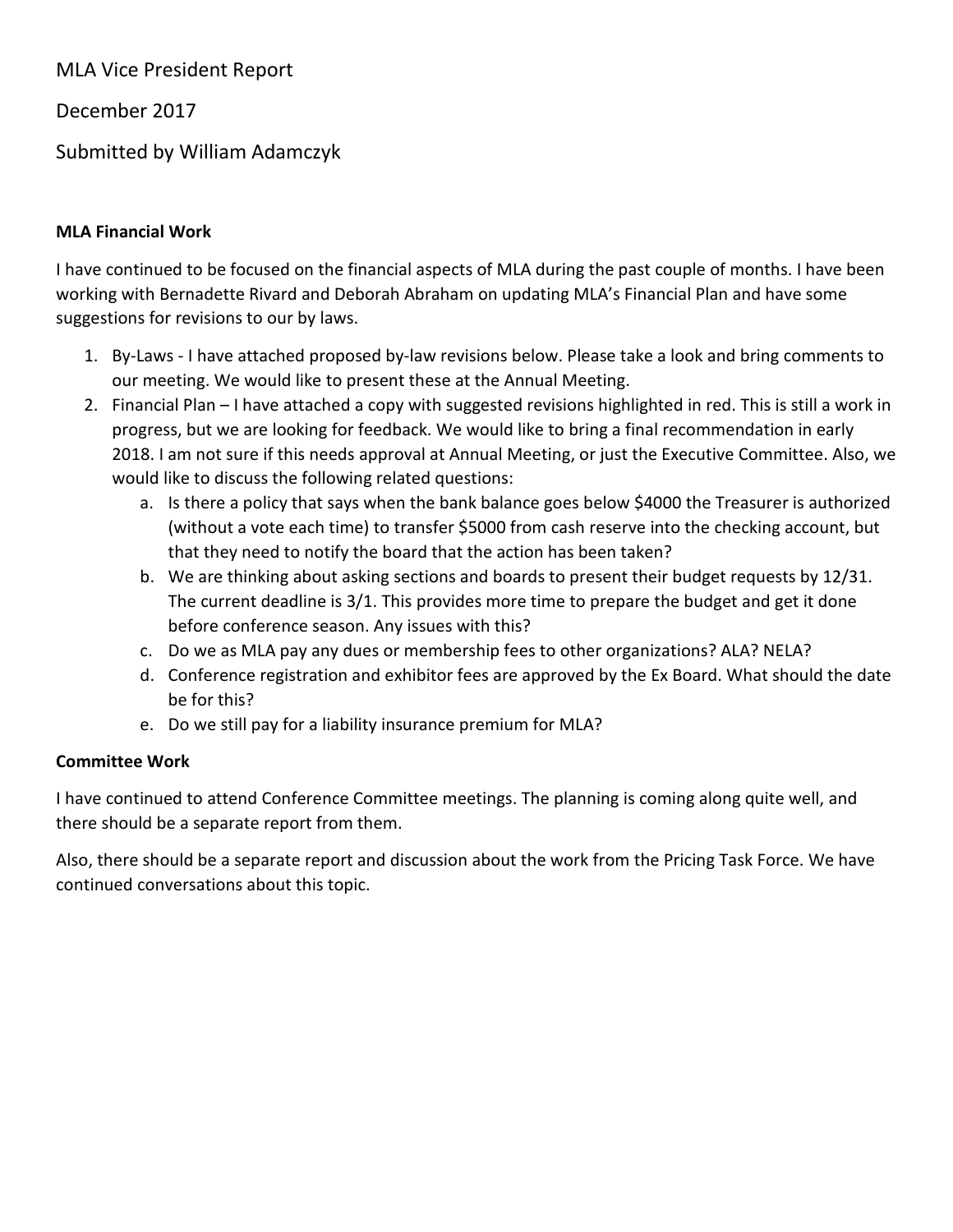MLA Vice President Report

December 2017

Submitted by William Adamczyk

**MLA Financial Work**

I have continued to be focused on the financial aspects of MLA during the past couple of months. I have been working with Bernadette Rivard and Deborah Abraham on updating MLA's Financial Plan and have some suggestions for revisions to our by laws.

1. By-Laws - I have attached proposed by-law revisions below. Please take a look and bring comments to our meeting. We would like to present these at the Annual Meeting.
2. Financial Plan – I have attached a copy with suggested revisions highlighted in red. This is still a work in progress, but we are looking for feedback. We would like to bring a final recommendation in early 2018. I am not sure if this needs approval at Annual Meeting, or just the Executive Committee. Also, we would like to discuss the following related questions:
   a. Is there a policy that says when the bank balance goes below $4000 the Treasurer is authorized (without a vote each time) to transfer $5000 from cash reserve into the checking account, but that they need to notify the board that the action has been taken?
   b. We are thinking about asking sections and boards to present their budget requests by 12/31. The current deadline is 3/1. This provides more time to prepare the budget and get it done before conference season. Any issues with this?
   c. Do we as MLA pay any dues or membership fees to other organizations? ALA? NELA?
   d. Conference registration and exhibitor fees are approved by the Ex Board. What should the date be for this?
   e. Do we still pay for a liability insurance premium for MLA?

**Committee Work**

I have continued to attend Conference Committee meetings. The planning is coming along quite well, and there should be a separate report from them.

Also, there should be a separate report and discussion about the work from the Pricing Task Force. We have continued conversations about this topic.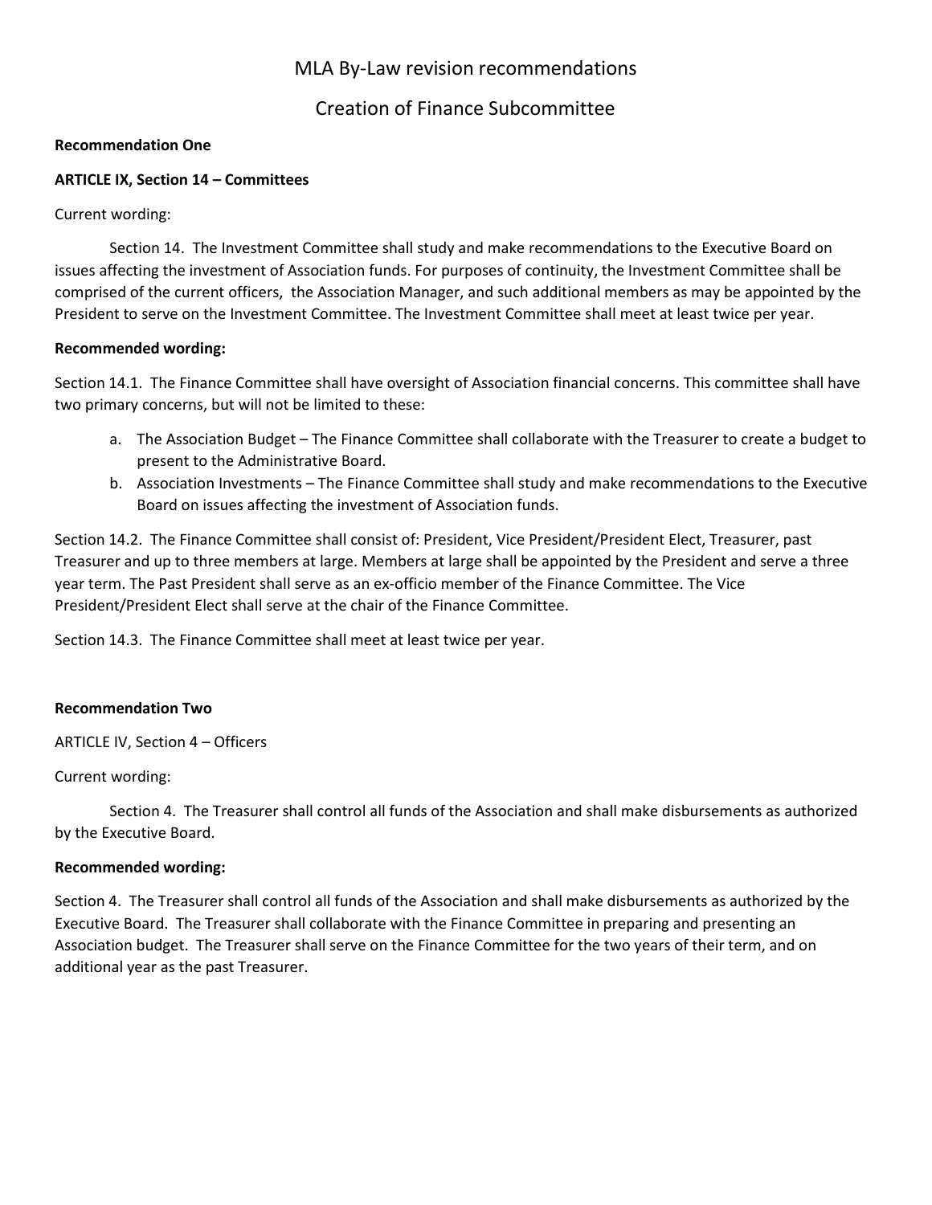# MLA By-Law revision recommendations

## Creation of Finance Subcommittee

**Recommendation One**

**ARTICLE IX, Section 14 – Committees**

Current wording:

Section 14. The Investment Committee shall study and make recommendations to the Executive Board on issues affecting the investment of Association funds. For purposes of continuity, the Investment Committee shall be comprised of the current officers, the Association Manager, and such additional members as may be appointed by the President to serve on the Investment Committee. The Investment Committee shall meet at least twice per year.

**Recommended wording:**

Section 14.1. The Finance Committee shall have oversight of Association financial concerns. This committee shall have two primary concerns, but will not be limited to these:

a. The Association Budget – The Finance Committee shall collaborate with the Treasurer to create a budget to present to the Administrative Board.
b. Association Investments – The Finance Committee shall study and make recommendations to the Executive Board on issues affecting the investment of Association funds.

Section 14.2. The Finance Committee shall consist of: President, Vice President/President Elect, Treasurer, past Treasurer and up to three members at large. Members at large shall be appointed by the President and serve a three year term. The Past President shall serve as an ex-officio member of the Finance Committee. The Vice President/President Elect shall serve at the chair of the Finance Committee.

Section 14.3. The Finance Committee shall meet at least twice per year.

**Recommendation Two**

ARTICLE IV, Section 4 – Officers

Current wording:

Section 4. The Treasurer shall control all funds of the Association and shall make disbursements as authorized by the Executive Board.

**Recommended wording:**

Section 4. The Treasurer shall control all funds of the Association and shall make disbursements as authorized by the Executive Board. The Treasurer shall collaborate with the Finance Committee in preparing and presenting an Association budget. The Treasurer shall serve on the Finance Committee for the two years of their term, and on additional year as the past Treasurer.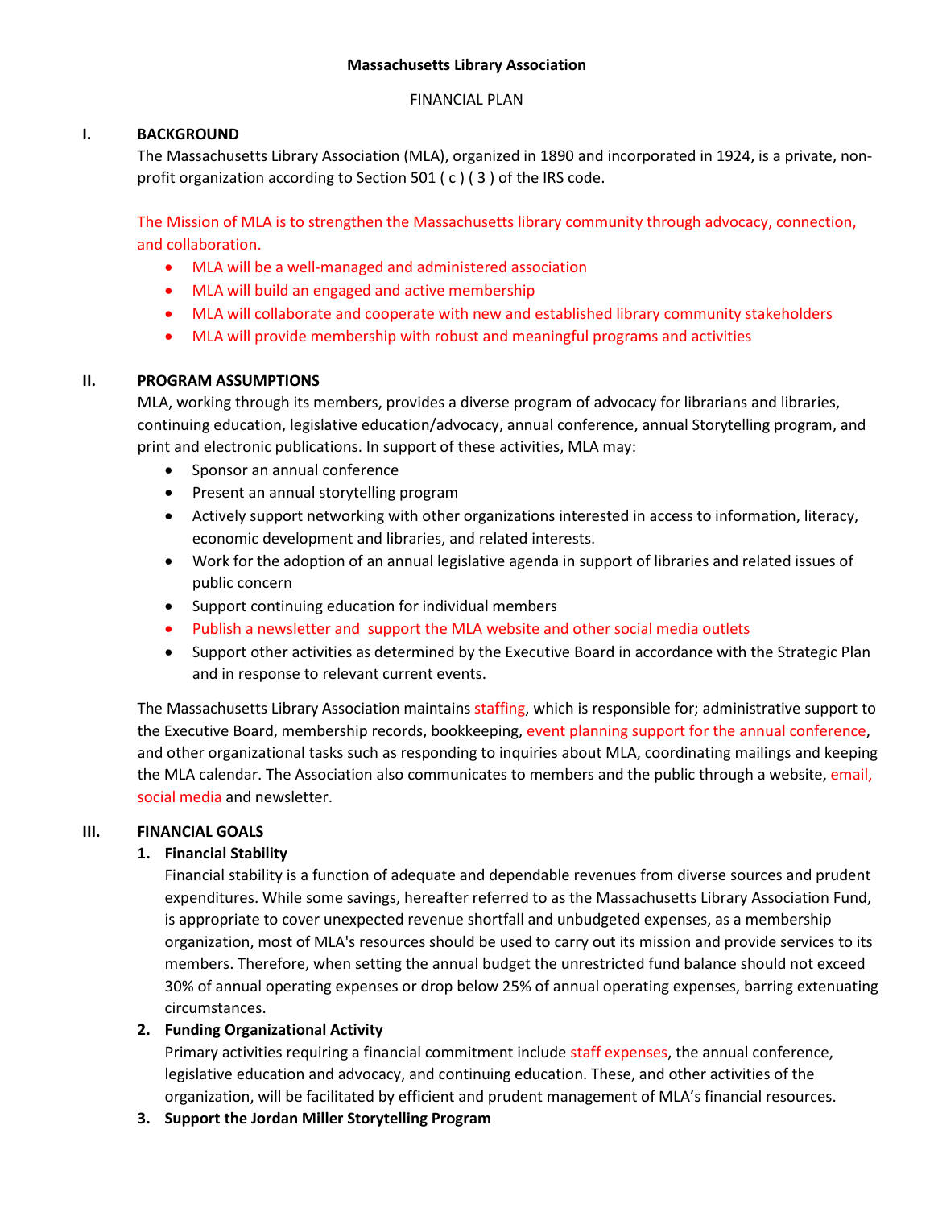**Massachusetts Library Association**

FINANCIAL PLAN

## I. BACKGROUND

The Massachusetts Library Association (MLA), organized in 1890 and incorporated in 1924, is a private, non-profit organization according to Section 501 ( c ) ( 3 ) of the IRS code.

The Mission of MLA is to strengthen the Massachusetts library community through advocacy, connection, and collaboration.

- MLA will be a well-managed and administered association
- MLA will build an engaged and active membership
- MLA will collaborate and cooperate with new and established library community stakeholders
- MLA will provide membership with robust and meaningful programs and activities

## II. PROGRAM ASSUMPTIONS

MLA, working through its members, provides a diverse program of advocacy for librarians and libraries, continuing education, legislative education/advocacy, annual conference, annual Storytelling program, and print and electronic publications. In support of these activities, MLA may:

- Sponsor an annual conference
- Present an annual storytelling program
- Actively support networking with other organizations interested in access to information, literacy, economic development and libraries, and related interests.
- Work for the adoption of an annual legislative agenda in support of libraries and related issues of public concern
- Support continuing education for individual members
- Publish a newsletter and support the MLA website and other social media outlets
- Support other activities as determined by the Executive Board in accordance with the Strategic Plan and in response to relevant current events.

The Massachusetts Library Association maintains staffing, which is responsible for; administrative support to the Executive Board, membership records, bookkeeping, event planning support for the annual conference, and other organizational tasks such as responding to inquiries about MLA, coordinating mailings and keeping the MLA calendar. The Association also communicates to members and the public through a website, email, social media and newsletter.

## III. FINANCIAL GOALS

### 1. Financial Stability

Financial stability is a function of adequate and dependable revenues from diverse sources and prudent expenditures. While some savings, hereafter referred to as the Massachusetts Library Association Fund, is appropriate to cover unexpected revenue shortfall and unbudgeted expenses, as a membership organization, most of MLA's resources should be used to carry out its mission and provide services to its members. Therefore, when setting the annual budget the unrestricted fund balance should not exceed 30% of annual operating expenses or drop below 25% of annual operating expenses, barring extenuating circumstances.

### 2. Funding Organizational Activity

Primary activities requiring a financial commitment include staff expenses, the annual conference, legislative education and advocacy, and continuing education. These, and other activities of the organization, will be facilitated by efficient and prudent management of MLA's financial resources.

### 3. Support the Jordan Miller Storytelling Program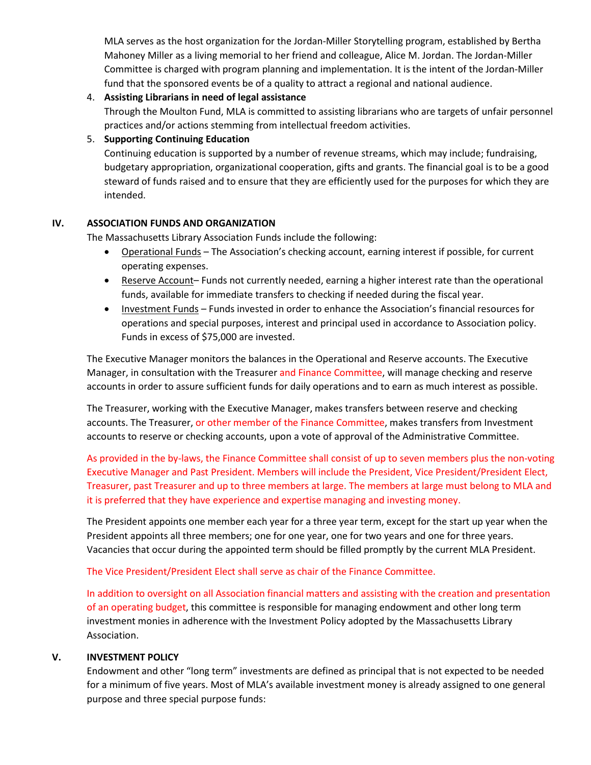MLA serves as the host organization for the Jordan-Miller Storytelling program, established by Bertha Mahoney Miller as a living memorial to her friend and colleague, Alice M. Jordan. The Jordan-Miller Committee is charged with program planning and implementation. It is the intent of the Jordan-Miller fund that the sponsored events be of a quality to attract a regional and national audience.

4. **Assisting Librarians in need of legal assistance**
   Through the Moulton Fund, MLA is committed to assisting librarians who are targets of unfair personnel practices and/or actions stemming from intellectual freedom activities.
5. **Supporting Continuing Education**
   Continuing education is supported by a number of revenue streams, which may include; fundraising, budgetary appropriation, organizational cooperation, gifts and grants. The financial goal is to be a good steward of funds raised and to ensure that they are efficiently used for the purposes for which they are intended.

## IV. ASSOCIATION FUNDS AND ORGANIZATION

The Massachusetts Library Association Funds include the following:

- Operational Funds – The Association's checking account, earning interest if possible, for current operating expenses.
- Reserve Account– Funds not currently needed, earning a higher interest rate than the operational funds, available for immediate transfers to checking if needed during the fiscal year.
- Investment Funds – Funds invested in order to enhance the Association's financial resources for operations and special purposes, interest and principal used in accordance to Association policy. Funds in excess of $75,000 are invested.

The Executive Manager monitors the balances in the Operational and Reserve accounts. The Executive Manager, in consultation with the Treasurer and Finance Committee, will manage checking and reserve accounts in order to assure sufficient funds for daily operations and to earn as much interest as possible.

The Treasurer, working with the Executive Manager, makes transfers between reserve and checking accounts. The Treasurer, or other member of the Finance Committee, makes transfers from Investment accounts to reserve or checking accounts, upon a vote of approval of the Administrative Committee.

As provided in the by-laws, the Finance Committee shall consist of up to seven members plus the non-voting Executive Manager and Past President. Members will include the President, Vice President/President Elect, Treasurer, past Treasurer and up to three members at large. The members at large must belong to MLA and it is preferred that they have experience and expertise managing and investing money.

The President appoints one member each year for a three year term, except for the start up year when the President appoints all three members; one for one year, one for two years and one for three years. Vacancies that occur during the appointed term should be filled promptly by the current MLA President.

The Vice President/President Elect shall serve as chair of the Finance Committee.

In addition to oversight on all Association financial matters and assisting with the creation and presentation of an operating budget, this committee is responsible for managing endowment and other long term investment monies in adherence with the Investment Policy adopted by the Massachusetts Library Association.

## V. INVESTMENT POLICY

Endowment and other "long term" investments are defined as principal that is not expected to be needed for a minimum of five years. Most of MLA's available investment money is already assigned to one general purpose and three special purpose funds: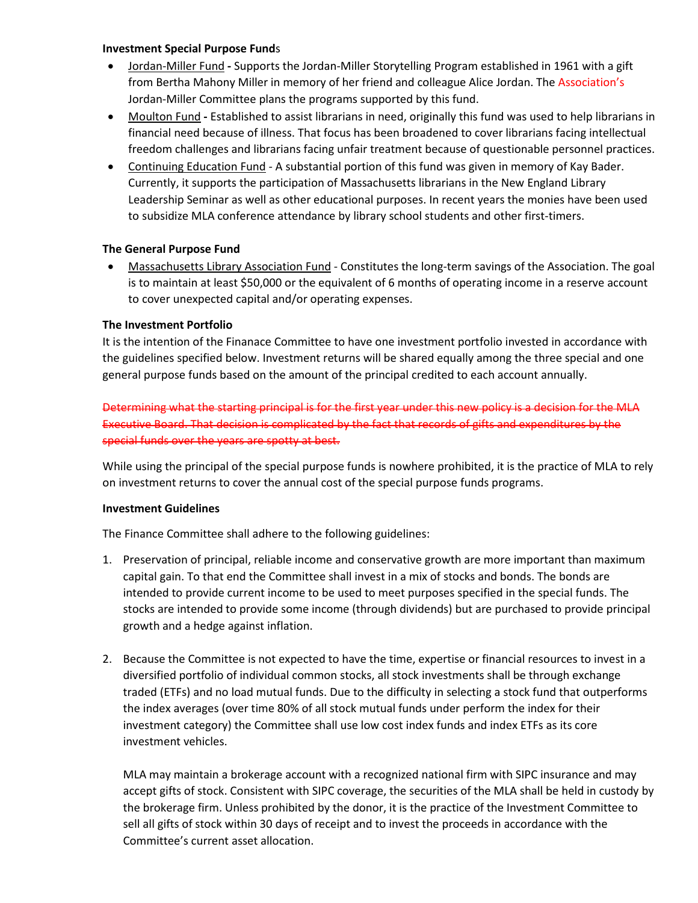**Investment Special Purpose Funds**

- Jordan-Miller Fund - Supports the Jordan-Miller Storytelling Program established in 1961 with a gift from Bertha Mahony Miller in memory of her friend and colleague Alice Jordan. The Association's Jordan-Miller Committee plans the programs supported by this fund.
- Moulton Fund - Established to assist librarians in need, originally this fund was used to help librarians in financial need because of illness. That focus has been broadened to cover librarians facing intellectual freedom challenges and librarians facing unfair treatment because of questionable personnel practices.
- Continuing Education Fund - A substantial portion of this fund was given in memory of Kay Bader. Currently, it supports the participation of Massachusetts librarians in the New England Library Leadership Seminar as well as other educational purposes. In recent years the monies have been used to subsidize MLA conference attendance by library school students and other first-timers.

**The General Purpose Fund**

- Massachusetts Library Association Fund - Constitutes the long-term savings of the Association. The goal is to maintain at least $50,000 or the equivalent of 6 months of operating income in a reserve account to cover unexpected capital and/or operating expenses.

**The Investment Portfolio**

It is the intention of the Finanace Committee to have one investment portfolio invested in accordance with the guidelines specified below. Investment returns will be shared equally among the three special and one general purpose funds based on the amount of the principal credited to each account annually.

~~Determining what the starting principal is for the first year under this new policy is a decision for the MLA Executive Board. That decision is complicated by the fact that records of gifts and expenditures by the special funds over the years are spotty at best.~~

While using the principal of the special purpose funds is nowhere prohibited, it is the practice of MLA to rely on investment returns to cover the annual cost of the special purpose funds programs.

**Investment Guidelines**

The Finance Committee shall adhere to the following guidelines:

1. Preservation of principal, reliable income and conservative growth are more important than maximum capital gain. To that end the Committee shall invest in a mix of stocks and bonds. The bonds are intended to provide current income to be used to meet purposes specified in the special funds. The stocks are intended to provide some income (through dividends) but are purchased to provide principal growth and a hedge against inflation.

2. Because the Committee is not expected to have the time, expertise or financial resources to invest in a diversified portfolio of individual common stocks, all stock investments shall be through exchange traded (ETFs) and no load mutual funds. Due to the difficulty in selecting a stock fund that outperforms the index averages (over time 80% of all stock mutual funds under perform the index for their investment category) the Committee shall use low cost index funds and index ETFs as its core investment vehicles.

   MLA may maintain a brokerage account with a recognized national firm with SIPC insurance and may accept gifts of stock. Consistent with SIPC coverage, the securities of the MLA shall be held in custody by the brokerage firm. Unless prohibited by the donor, it is the practice of the Investment Committee to sell all gifts of stock within 30 days of receipt and to invest the proceeds in accordance with the Committee's current asset allocation.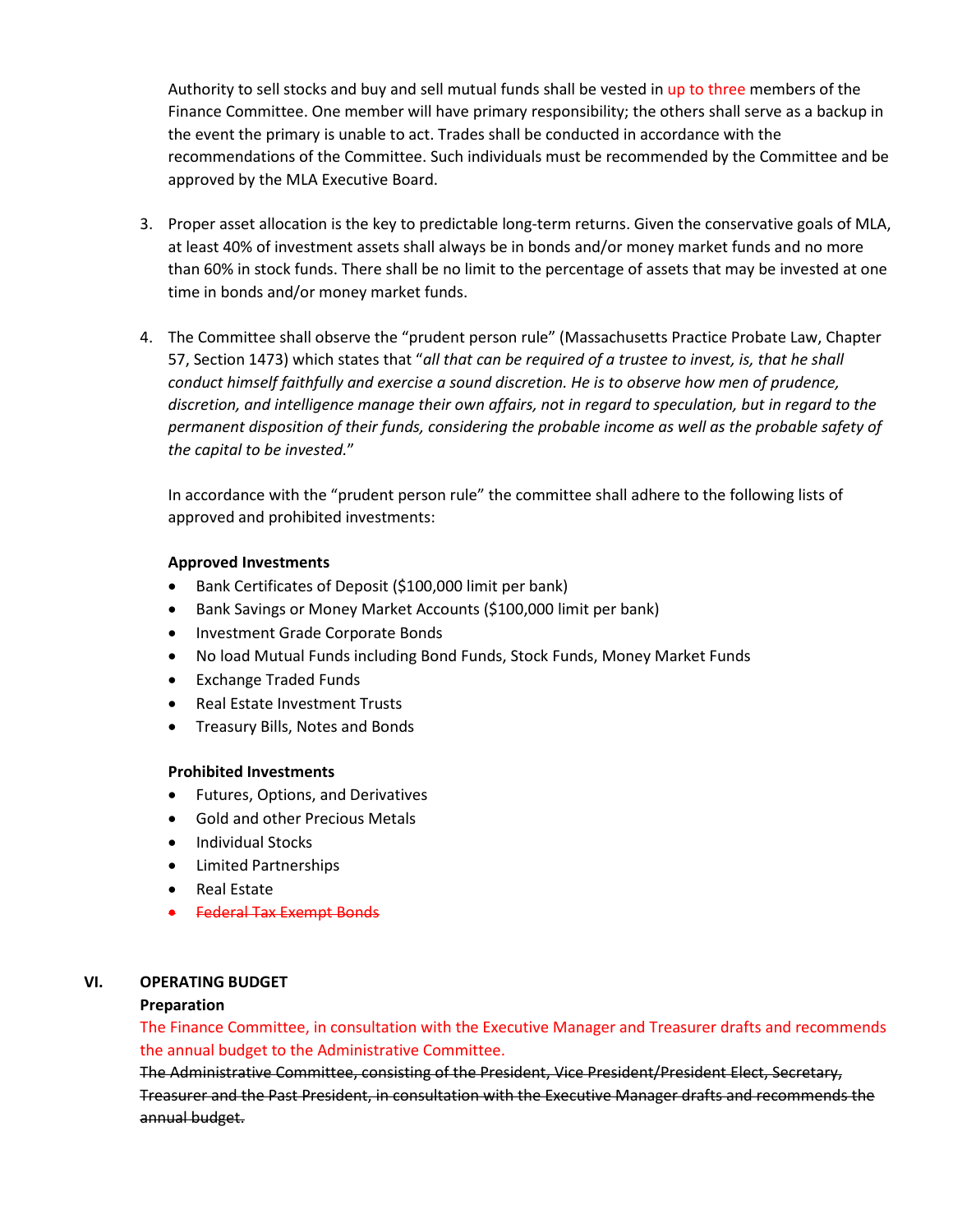Authority to sell stocks and buy and sell mutual funds shall be vested in up to three members of the Finance Committee. One member will have primary responsibility; the others shall serve as a backup in the event the primary is unable to act. Trades shall be conducted in accordance with the recommendations of the Committee. Such individuals must be recommended by the Committee and be approved by the MLA Executive Board.

3. Proper asset allocation is the key to predictable long-term returns. Given the conservative goals of MLA, at least 40% of investment assets shall always be in bonds and/or money market funds and no more than 60% in stock funds. There shall be no limit to the percentage of assets that may be invested at one time in bonds and/or money market funds.

4. The Committee shall observe the "prudent person rule" (Massachusetts Practice Probate Law, Chapter 57, Section 1473) which states that "*all that can be required of a trustee to invest, is, that he shall conduct himself faithfully and exercise a sound discretion. He is to observe how men of prudence, discretion, and intelligence manage their own affairs, not in regard to speculation, but in regard to the permanent disposition of their funds, considering the probable income as well as the probable safety of the capital to be invested.*"

   In accordance with the "prudent person rule" the committee shall adhere to the following lists of approved and prohibited investments:

   **Approved Investments**
   - Bank Certificates of Deposit ($100,000 limit per bank)
   - Bank Savings or Money Market Accounts ($100,000 limit per bank)
   - Investment Grade Corporate Bonds
   - No load Mutual Funds including Bond Funds, Stock Funds, Money Market Funds
   - Exchange Traded Funds
   - Real Estate Investment Trusts
   - Treasury Bills, Notes and Bonds

   **Prohibited Investments**
   - Futures, Options, and Derivatives
   - Gold and other Precious Metals
   - Individual Stocks
   - Limited Partnerships
   - Real Estate
   - ~~Federal Tax Exempt Bonds~~

## VI. OPERATING BUDGET

**Preparation**

The Finance Committee, in consultation with the Executive Manager and Treasurer drafts and recommends the annual budget to the Administrative Committee.

~~The Administrative Committee, consisting of the President, Vice President/President Elect, Secretary, Treasurer and the Past President, in consultation with the Executive Manager drafts and recommends the annual budget.~~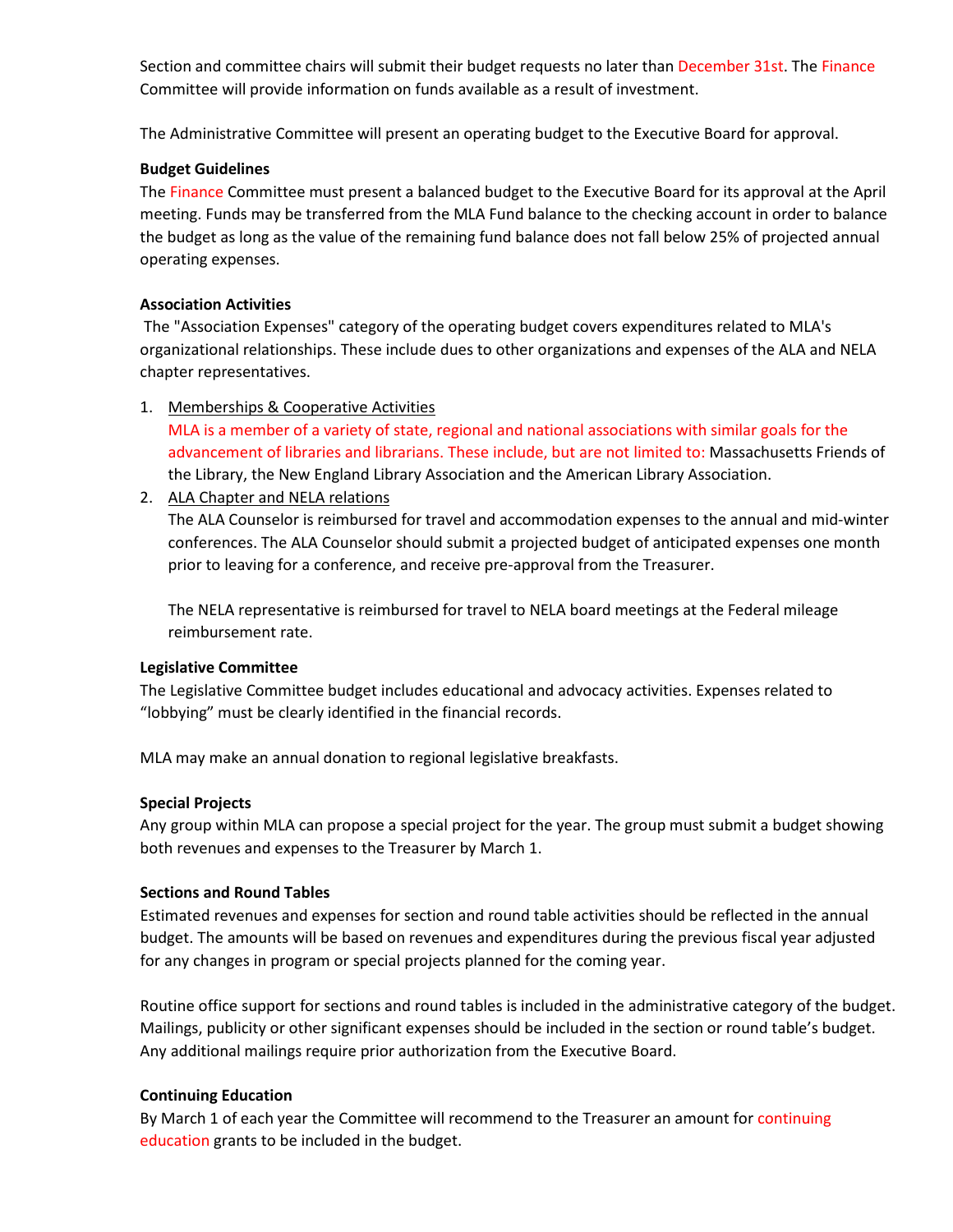Section and committee chairs will submit their budget requests no later than December 31st. The Finance Committee will provide information on funds available as a result of investment.

The Administrative Committee will present an operating budget to the Executive Board for approval.

**Budget Guidelines**

The Finance Committee must present a balanced budget to the Executive Board for its approval at the April meeting. Funds may be transferred from the MLA Fund balance to the checking account in order to balance the budget as long as the value of the remaining fund balance does not fall below 25% of projected annual operating expenses.

**Association Activities**

The "Association Expenses" category of the operating budget covers expenditures related to MLA's organizational relationships. These include dues to other organizations and expenses of the ALA and NELA chapter representatives.

1. Memberships & Cooperative Activities
   MLA is a member of a variety of state, regional and national associations with similar goals for the advancement of libraries and librarians. These include, but are not limited to: Massachusetts Friends of the Library, the New England Library Association and the American Library Association.
2. ALA Chapter and NELA relations
   The ALA Counselor is reimbursed for travel and accommodation expenses to the annual and mid-winter conferences. The ALA Counselor should submit a projected budget of anticipated expenses one month prior to leaving for a conference, and receive pre-approval from the Treasurer.

   The NELA representative is reimbursed for travel to NELA board meetings at the Federal mileage reimbursement rate.

**Legislative Committee**

The Legislative Committee budget includes educational and advocacy activities. Expenses related to "lobbying" must be clearly identified in the financial records.

MLA may make an annual donation to regional legislative breakfasts.

**Special Projects**

Any group within MLA can propose a special project for the year. The group must submit a budget showing both revenues and expenses to the Treasurer by March 1.

**Sections and Round Tables**

Estimated revenues and expenses for section and round table activities should be reflected in the annual budget. The amounts will be based on revenues and expenditures during the previous fiscal year adjusted for any changes in program or special projects planned for the coming year.

Routine office support for sections and round tables is included in the administrative category of the budget. Mailings, publicity or other significant expenses should be included in the section or round table's budget. Any additional mailings require prior authorization from the Executive Board.

**Continuing Education**

By March 1 of each year the Committee will recommend to the Treasurer an amount for continuing education grants to be included in the budget.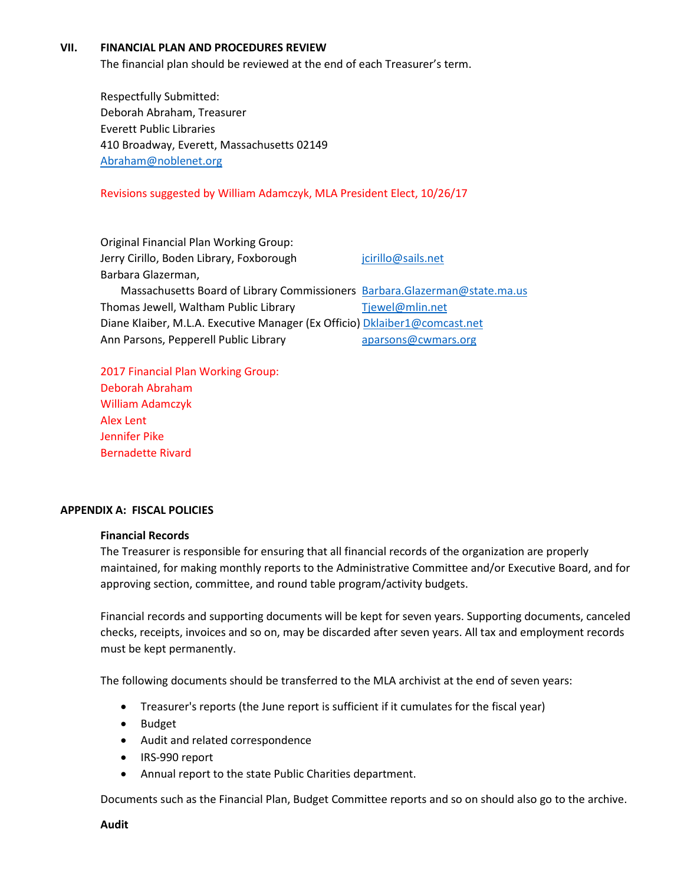## VII. FINANCIAL PLAN AND PROCEDURES REVIEW

The financial plan should be reviewed at the end of each Treasurer's term.

Respectfully Submitted:
Deborah Abraham, Treasurer
Everett Public Libraries
410 Broadway, Everett, Massachusetts 02149
Abraham@noblenet.org

Revisions suggested by William Adamczyk, MLA President Elect, 10/26/17

Original Financial Plan Working Group:

| | |
|---|---|
| Jerry Cirillo, Boden Library, Foxborough | jcirillo@sails.net |
| Barbara Glazerman, Massachusetts Board of Library Commissioners | Barbara.Glazerman@state.ma.us |
| Thomas Jewell, Waltham Public Library | Tjewel@mlin.net |
| Diane Klaiber, M.L.A. Executive Manager (Ex Officio) | Dklaiber1@comcast.net |
| Ann Parsons, Pepperell Public Library | aparsons@cwmars.org |

2017 Financial Plan Working Group:
Deborah Abraham
William Adamczyk
Alex Lent
Jennifer Pike
Bernadette Rivard

## APPENDIX A: FISCAL POLICIES

### Financial Records

The Treasurer is responsible for ensuring that all financial records of the organization are properly maintained, for making monthly reports to the Administrative Committee and/or Executive Board, and for approving section, committee, and round table program/activity budgets.

Financial records and supporting documents will be kept for seven years. Supporting documents, canceled checks, receipts, invoices and so on, may be discarded after seven years. All tax and employment records must be kept permanently.

The following documents should be transferred to the MLA archivist at the end of seven years:

- Treasurer's reports (the June report is sufficient if it cumulates for the fiscal year)
- Budget
- Audit and related correspondence
- IRS-990 report
- Annual report to the state Public Charities department.

Documents such as the Financial Plan, Budget Committee reports and so on should also go to the archive.

### Audit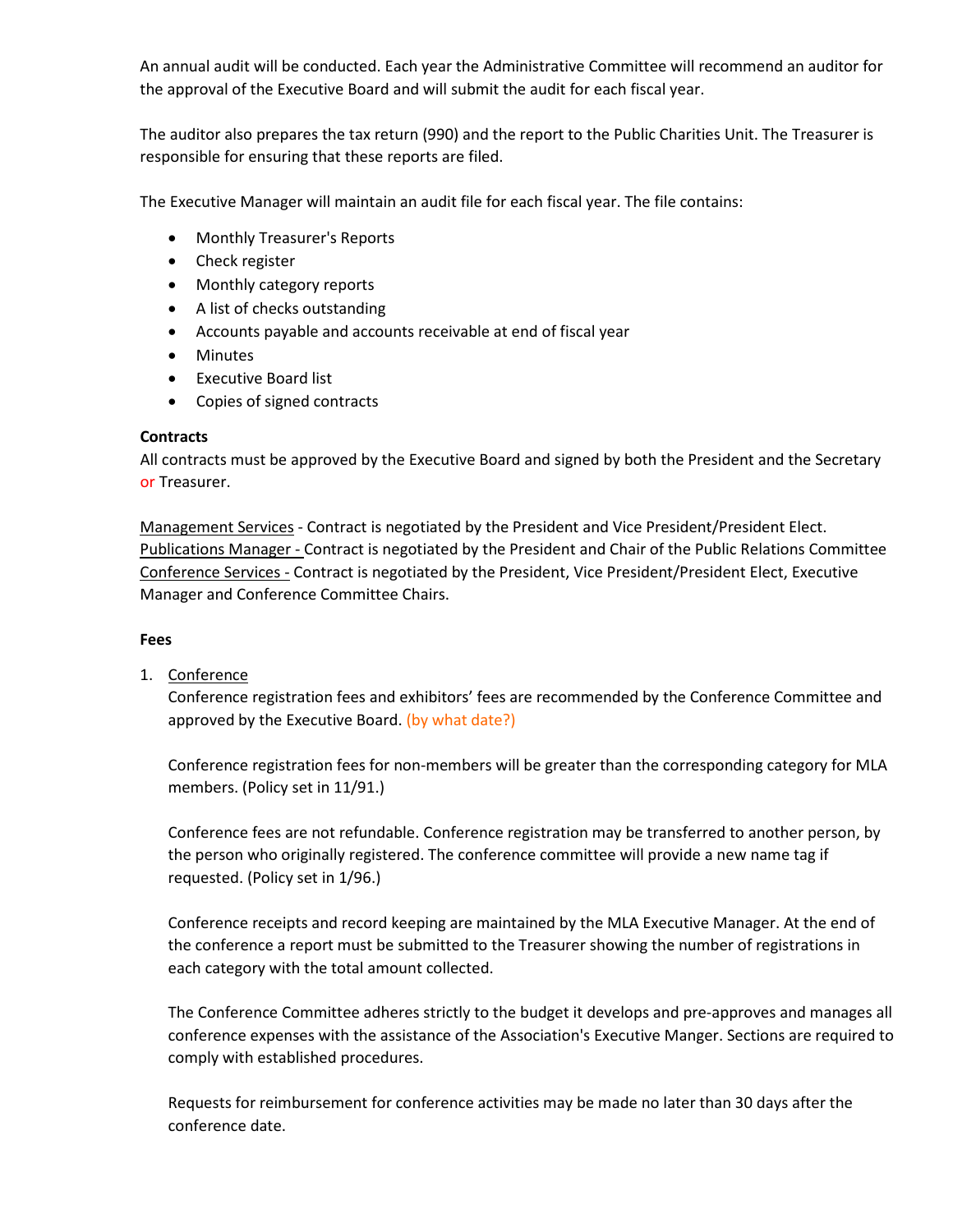An annual audit will be conducted. Each year the Administrative Committee will recommend an auditor for the approval of the Executive Board and will submit the audit for each fiscal year.

The auditor also prepares the tax return (990) and the report to the Public Charities Unit. The Treasurer is responsible for ensuring that these reports are filed.

The Executive Manager will maintain an audit file for each fiscal year. The file contains:

- Monthly Treasurer's Reports
- Check register
- Monthly category reports
- A list of checks outstanding
- Accounts payable and accounts receivable at end of fiscal year
- Minutes
- Executive Board list
- Copies of signed contracts

**Contracts**

All contracts must be approved by the Executive Board and signed by both the President and the Secretary or Treasurer.

Management Services - Contract is negotiated by the President and Vice President/President Elect.
Publications Manager - Contract is negotiated by the President and Chair of the Public Relations Committee
Conference Services - Contract is negotiated by the President, Vice President/President Elect, Executive Manager and Conference Committee Chairs.

**Fees**

1. Conference

   Conference registration fees and exhibitors' fees are recommended by the Conference Committee and approved by the Executive Board. (by what date?)

   Conference registration fees for non-members will be greater than the corresponding category for MLA members. (Policy set in 11/91.)

   Conference fees are not refundable. Conference registration may be transferred to another person, by the person who originally registered. The conference committee will provide a new name tag if requested. (Policy set in 1/96.)

   Conference receipts and record keeping are maintained by the MLA Executive Manager. At the end of the conference a report must be submitted to the Treasurer showing the number of registrations in each category with the total amount collected.

   The Conference Committee adheres strictly to the budget it develops and pre-approves and manages all conference expenses with the assistance of the Association's Executive Manger. Sections are required to comply with established procedures.

   Requests for reimbursement for conference activities may be made no later than 30 days after the conference date.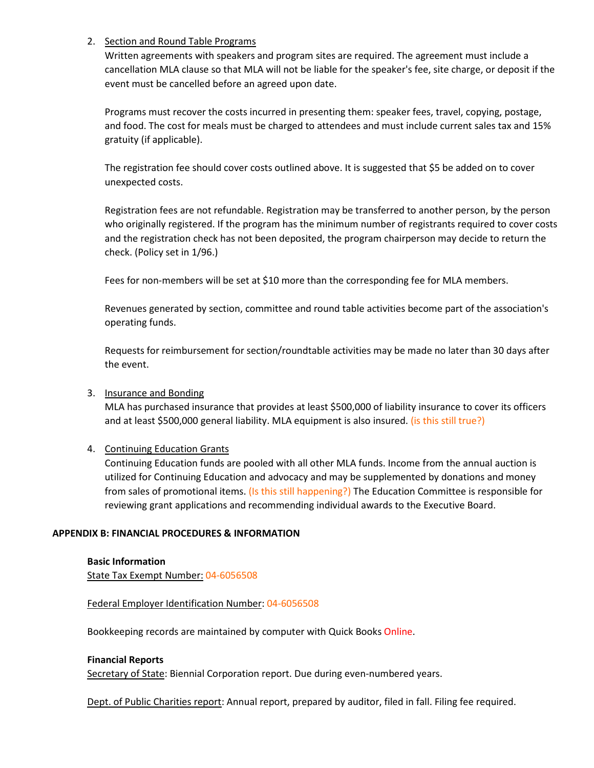2. Section and Round Table Programs

   Written agreements with speakers and program sites are required. The agreement must include a cancellation MLA clause so that MLA will not be liable for the speaker's fee, site charge, or deposit if the event must be cancelled before an agreed upon date.

   Programs must recover the costs incurred in presenting them: speaker fees, travel, copying, postage, and food. The cost for meals must be charged to attendees and must include current sales tax and 15% gratuity (if applicable).

   The registration fee should cover costs outlined above. It is suggested that $5 be added on to cover unexpected costs.

   Registration fees are not refundable. Registration may be transferred to another person, by the person who originally registered. If the program has the minimum number of registrants required to cover costs and the registration check has not been deposited, the program chairperson may decide to return the check. (Policy set in 1/96.)

   Fees for non-members will be set at $10 more than the corresponding fee for MLA members.

   Revenues generated by section, committee and round table activities become part of the association's operating funds.

   Requests for reimbursement for section/roundtable activities may be made no later than 30 days after the event.

3. Insurance and Bonding

   MLA has purchased insurance that provides at least $500,000 of liability insurance to cover its officers and at least $500,000 general liability. MLA equipment is also insured. (is this still true?)

4. Continuing Education Grants

   Continuing Education funds are pooled with all other MLA funds. Income from the annual auction is utilized for Continuing Education and advocacy and may be supplemented by donations and money from sales of promotional items. (Is this still happening?) The Education Committee is responsible for reviewing grant applications and recommending individual awards to the Executive Board.

**APPENDIX B: FINANCIAL PROCEDURES & INFORMATION**

**Basic Information**

State Tax Exempt Number: 04-6056508

Federal Employer Identification Number: 04-6056508

Bookkeeping records are maintained by computer with Quick Books Online.

**Financial Reports**

Secretary of State: Biennial Corporation report. Due during even-numbered years.

Dept. of Public Charities report: Annual report, prepared by auditor, filed in fall. Filing fee required.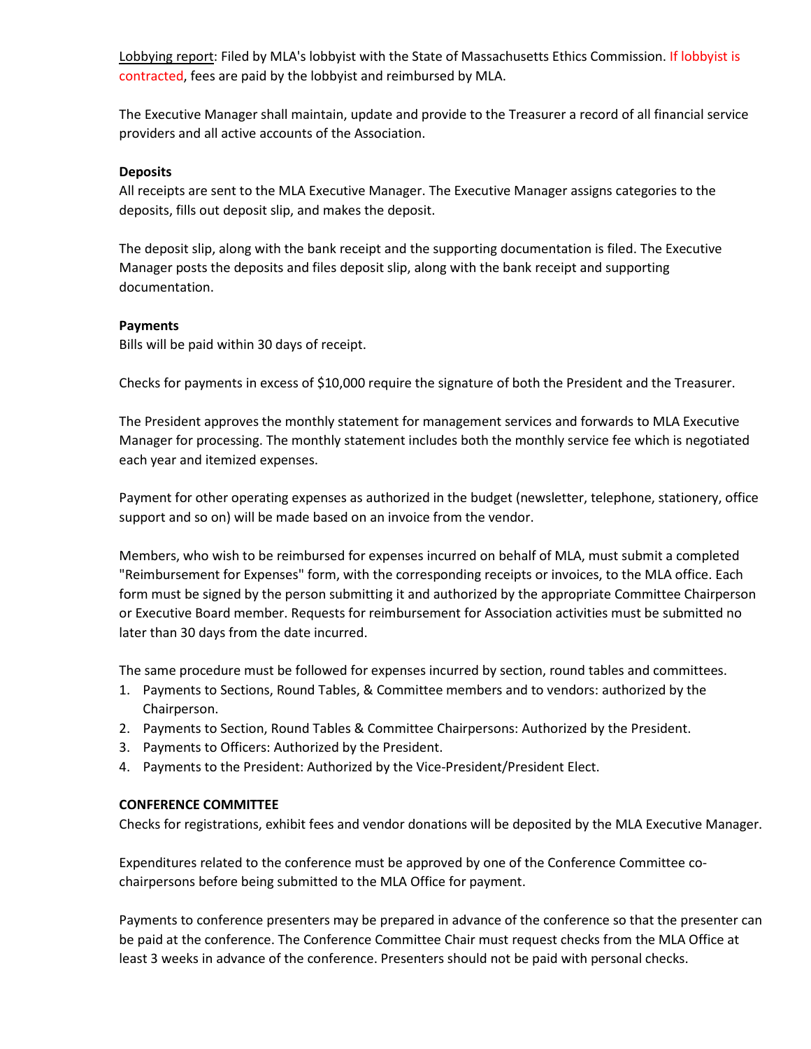Lobbying report: Filed by MLA's lobbyist with the State of Massachusetts Ethics Commission. If lobbyist is contracted, fees are paid by the lobbyist and reimbursed by MLA.

The Executive Manager shall maintain, update and provide to the Treasurer a record of all financial service providers and all active accounts of the Association.

**Deposits**

All receipts are sent to the MLA Executive Manager. The Executive Manager assigns categories to the deposits, fills out deposit slip, and makes the deposit.

The deposit slip, along with the bank receipt and the supporting documentation is filed. The Executive Manager posts the deposits and files deposit slip, along with the bank receipt and supporting documentation.

**Payments**

Bills will be paid within 30 days of receipt.

Checks for payments in excess of $10,000 require the signature of both the President and the Treasurer.

The President approves the monthly statement for management services and forwards to MLA Executive Manager for processing. The monthly statement includes both the monthly service fee which is negotiated each year and itemized expenses.

Payment for other operating expenses as authorized in the budget (newsletter, telephone, stationery, office support and so on) will be made based on an invoice from the vendor.

Members, who wish to be reimbursed for expenses incurred on behalf of MLA, must submit a completed "Reimbursement for Expenses" form, with the corresponding receipts or invoices, to the MLA office. Each form must be signed by the person submitting it and authorized by the appropriate Committee Chairperson or Executive Board member. Requests for reimbursement for Association activities must be submitted no later than 30 days from the date incurred.

The same procedure must be followed for expenses incurred by section, round tables and committees.

1. Payments to Sections, Round Tables, & Committee members and to vendors: authorized by the Chairperson.
2. Payments to Section, Round Tables & Committee Chairpersons: Authorized by the President.
3. Payments to Officers: Authorized by the President.
4. Payments to the President: Authorized by the Vice-President/President Elect.

**CONFERENCE COMMITTEE**

Checks for registrations, exhibit fees and vendor donations will be deposited by the MLA Executive Manager.

Expenditures related to the conference must be approved by one of the Conference Committee co-chairpersons before being submitted to the MLA Office for payment.

Payments to conference presenters may be prepared in advance of the conference so that the presenter can be paid at the conference. The Conference Committee Chair must request checks from the MLA Office at least 3 weeks in advance of the conference. Presenters should not be paid with personal checks.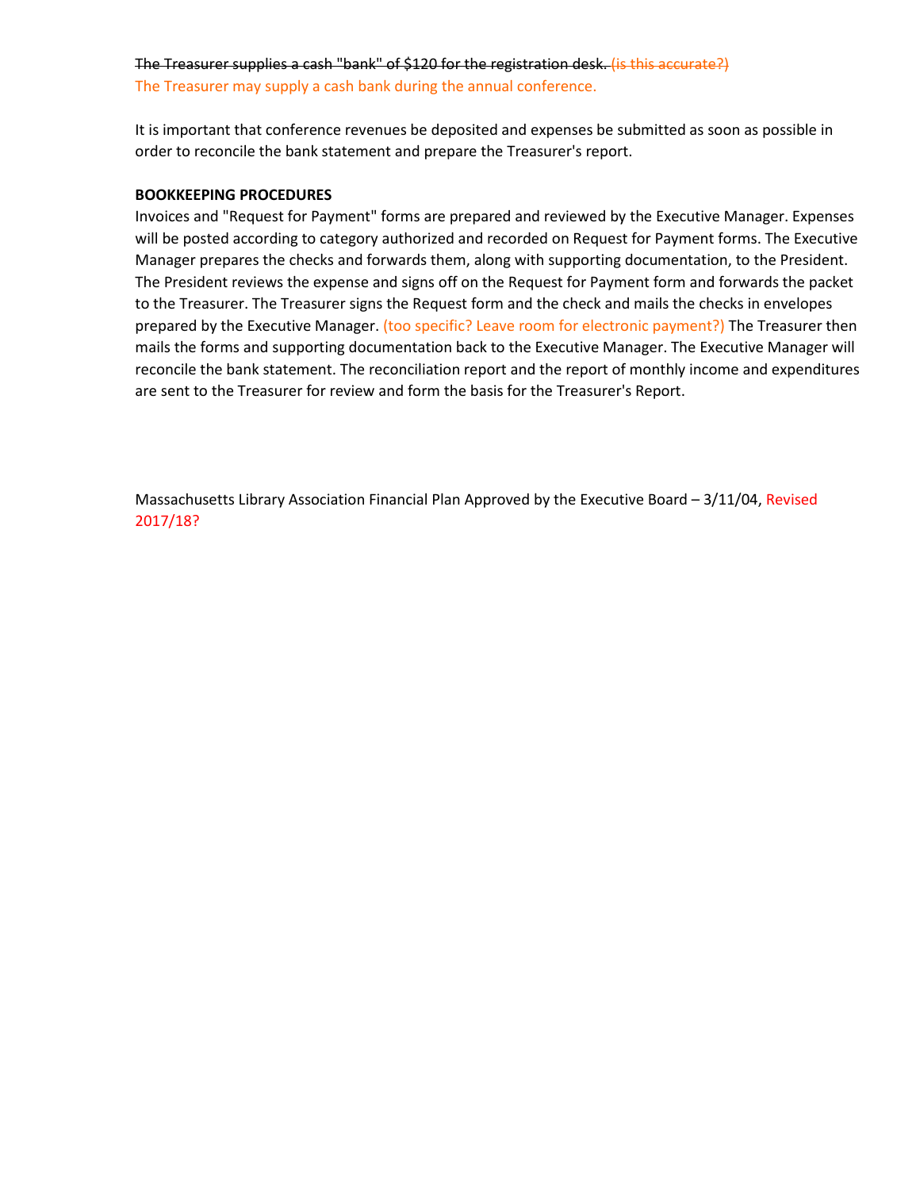~~The Treasurer supplies a cash "bank" of $120 for the registration desk.~~ ~~(is this accurate?)~~
The Treasurer may supply a cash bank during the annual conference.

It is important that conference revenues be deposited and expenses be submitted as soon as possible in order to reconcile the bank statement and prepare the Treasurer's report.

**BOOKKEEPING PROCEDURES**
Invoices and "Request for Payment" forms are prepared and reviewed by the Executive Manager. Expenses will be posted according to category authorized and recorded on Request for Payment forms. The Executive Manager prepares the checks and forwards them, along with supporting documentation, to the President. The President reviews the expense and signs off on the Request for Payment form and forwards the packet to the Treasurer. The Treasurer signs the Request form and the check and mails the checks in envelopes prepared by the Executive Manager. (too specific? Leave room for electronic payment?) The Treasurer then mails the forms and supporting documentation back to the Executive Manager. The Executive Manager will reconcile the bank statement. The reconciliation report and the report of monthly income and expenditures are sent to the Treasurer for review and form the basis for the Treasurer's Report.

Massachusetts Library Association Financial Plan Approved by the Executive Board – 3/11/04, Revised 2017/18?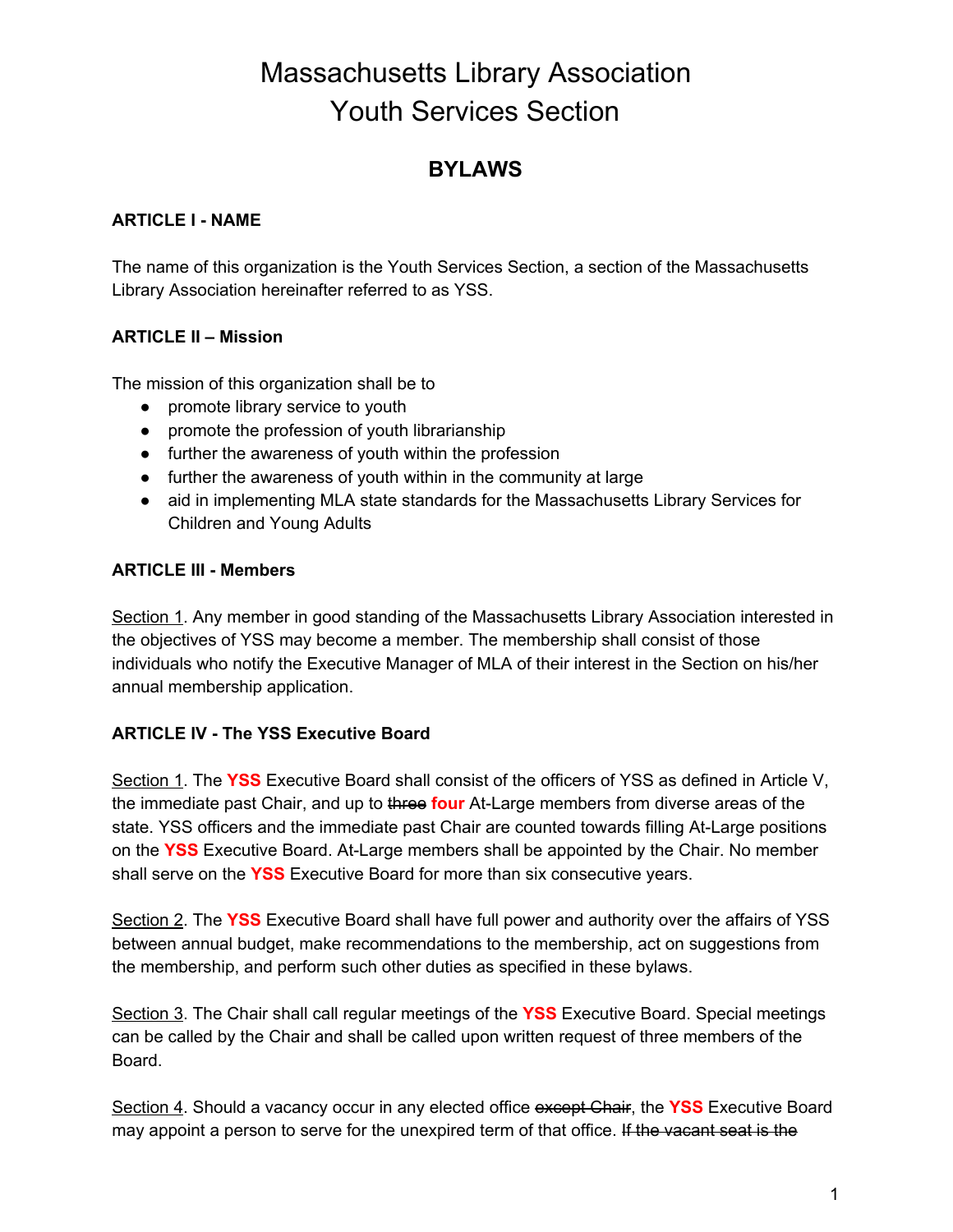# Massachusetts Library Association
# Youth Services Section

## BYLAWS

### ARTICLE I - NAME

The name of this organization is the Youth Services Section, a section of the Massachusetts Library Association hereinafter referred to as YSS.

### ARTICLE II – Mission

The mission of this organization shall be to

- promote library service to youth
- promote the profession of youth librarianship
- further the awareness of youth within the profession
- further the awareness of youth within in the community at large
- aid in implementing MLA state standards for the Massachusetts Library Services for Children and Young Adults

### ARTICLE III - Members

Section 1. Any member in good standing of the Massachusetts Library Association interested in the objectives of YSS may become a member. The membership shall consist of those individuals who notify the Executive Manager of MLA of their interest in the Section on his/her annual membership application.

### ARTICLE IV - The YSS Executive Board

Section 1. The **YSS** Executive Board shall consist of the officers of YSS as defined in Article V, the immediate past Chair, and up to ~~three~~ **four** At-Large members from diverse areas of the state. YSS officers and the immediate past Chair are counted towards filling At-Large positions on the **YSS** Executive Board. At-Large members shall be appointed by the Chair. No member shall serve on the **YSS** Executive Board for more than six consecutive years.

Section 2. The **YSS** Executive Board shall have full power and authority over the affairs of YSS between annual budget, make recommendations to the membership, act on suggestions from the membership, and perform such other duties as specified in these bylaws.

Section 3. The Chair shall call regular meetings of the **YSS** Executive Board. Special meetings can be called by the Chair and shall be called upon written request of three members of the Board.

Section 4. Should a vacancy occur in any elected office ~~except Chair~~, the **YSS** Executive Board may appoint a person to serve for the unexpired term of that office. ~~If the vacant seat is the~~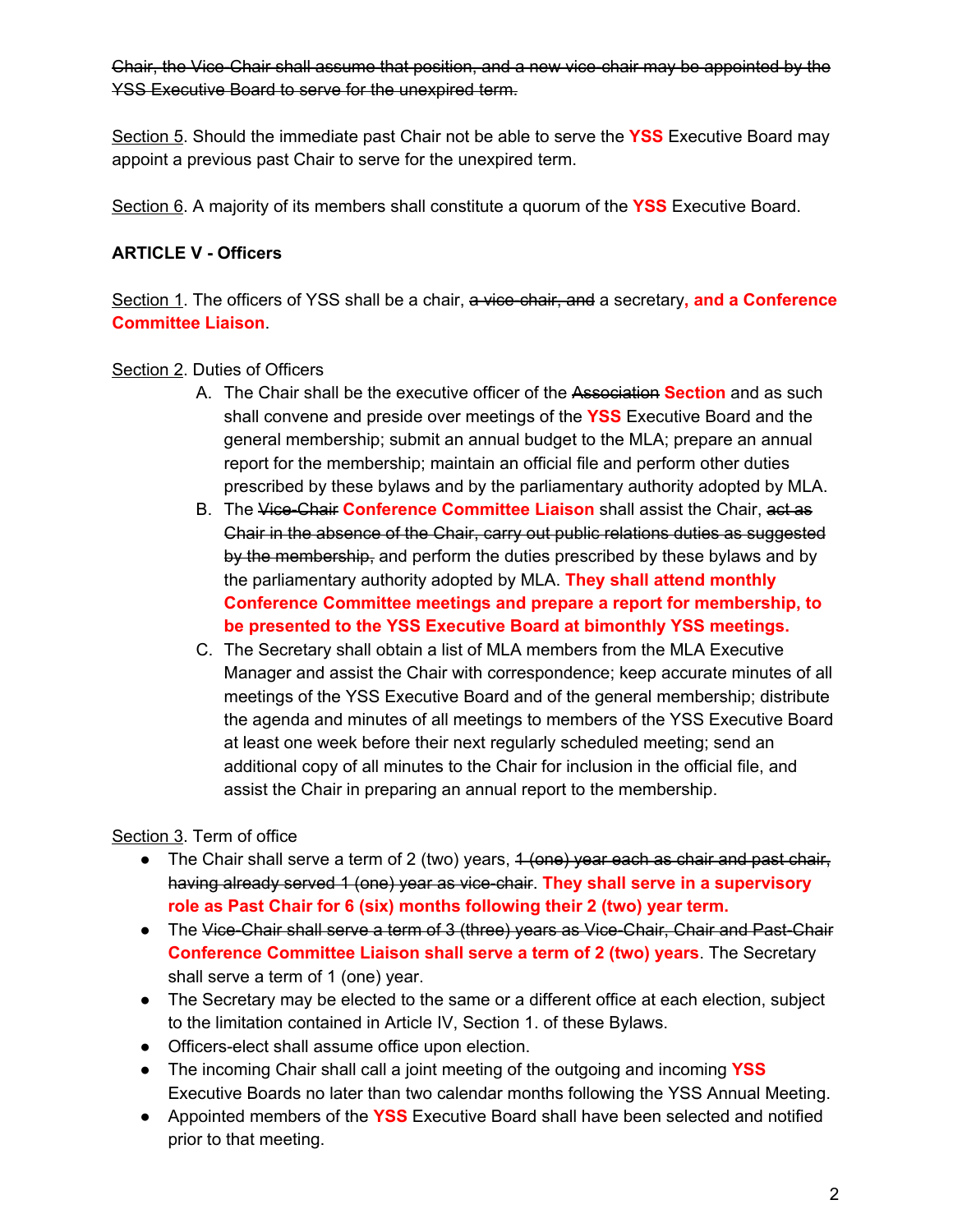~~Chair, the Vice-Chair shall assume that position, and a new vice-chair may be appointed by the YSS Executive Board to serve for the unexpired term.~~

Section 5. Should the immediate past Chair not be able to serve the **YSS** Executive Board may appoint a previous past Chair to serve for the unexpired term.

Section 6. A majority of its members shall constitute a quorum of the **YSS** Executive Board.

**ARTICLE V - Officers**

Section 1. The officers of YSS shall be a chair, ~~a vice-chair, and~~ a secretary**, and a Conference Committee Liaison**.

Section 2. Duties of Officers

A. The Chair shall be the executive officer of the ~~Association~~ **Section** and as such shall convene and preside over meetings of the **YSS** Executive Board and the general membership; submit an annual budget to the MLA; prepare an annual report for the membership; maintain an official file and perform other duties prescribed by these bylaws and by the parliamentary authority adopted by MLA.

B. The ~~Vice-Chair~~ **Conference Committee Liaison** shall assist the Chair, ~~act as Chair in the absence of the Chair, carry out public relations duties as suggested by the membership,~~ and perform the duties prescribed by these bylaws and by the parliamentary authority adopted by MLA. **They shall attend monthly Conference Committee meetings and prepare a report for membership, to be presented to the YSS Executive Board at bimonthly YSS meetings.**

C. The Secretary shall obtain a list of MLA members from the MLA Executive Manager and assist the Chair with correspondence; keep accurate minutes of all meetings of the YSS Executive Board and of the general membership; distribute the agenda and minutes of all meetings to members of the YSS Executive Board at least one week before their next regularly scheduled meeting; send an additional copy of all minutes to the Chair for inclusion in the official file, and assist the Chair in preparing an annual report to the membership.

Section 3. Term of office

- The Chair shall serve a term of 2 (two) years, ~~1 (one) year each as chair and past chair, having already served 1 (one) year as vice-chair~~. **They shall serve in a supervisory role as Past Chair for 6 (six) months following their 2 (two) year term.**
- The ~~Vice-Chair shall serve a term of 3 (three) years as Vice-Chair, Chair and Past-Chair~~ **Conference Committee Liaison shall serve a term of 2 (two) years**. The Secretary shall serve a term of 1 (one) year.
- The Secretary may be elected to the same or a different office at each election, subject to the limitation contained in Article IV, Section 1. of these Bylaws.
- Officers-elect shall assume office upon election.
- The incoming Chair shall call a joint meeting of the outgoing and incoming **YSS** Executive Boards no later than two calendar months following the YSS Annual Meeting.
- Appointed members of the **YSS** Executive Board shall have been selected and notified prior to that meeting.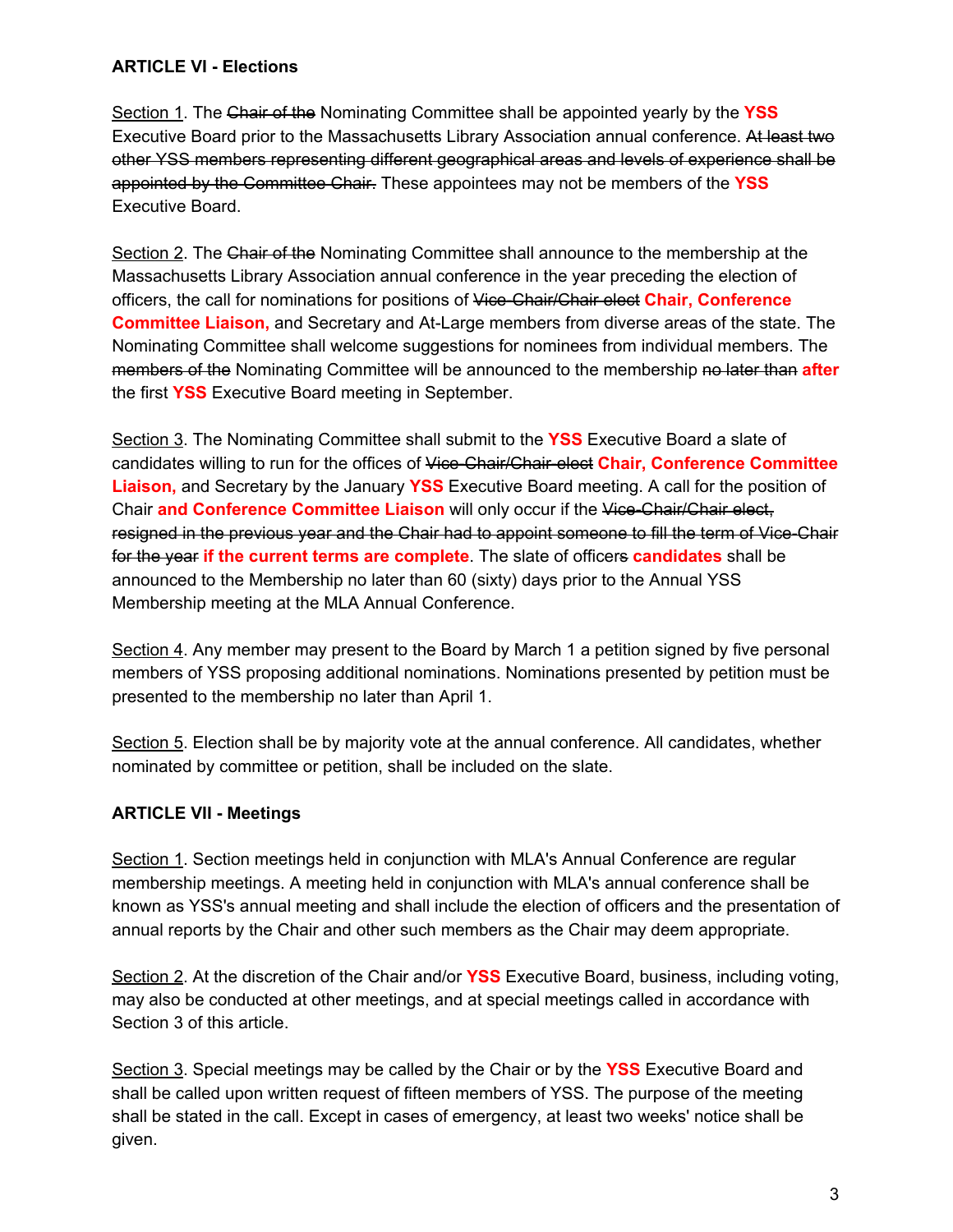**ARTICLE VI - Elections**

Section 1. The ~~Chair of the~~ Nominating Committee shall be appointed yearly by the **YSS** Executive Board prior to the Massachusetts Library Association annual conference. ~~At least two other YSS members representing different geographical areas and levels of experience shall be appointed by the Committee Chair.~~ These appointees may not be members of the **YSS** Executive Board.

Section 2. The ~~Chair of the~~ Nominating Committee shall announce to the membership at the Massachusetts Library Association annual conference in the year preceding the election of officers, the call for nominations for positions of ~~Vice-Chair/Chair elect~~ **Chair, Conference Committee Liaison,** and Secretary and At-Large members from diverse areas of the state. The Nominating Committee shall welcome suggestions for nominees from individual members. The ~~members of the~~ Nominating Committee will be announced to the membership ~~no later than~~ **after** the first **YSS** Executive Board meeting in September.

Section 3. The Nominating Committee shall submit to the **YSS** Executive Board a slate of candidates willing to run for the offices of ~~Vice-Chair/Chair-elect~~ **Chair, Conference Committee Liaison,** and Secretary by the January **YSS** Executive Board meeting. A call for the position of Chair **and Conference Committee Liaison** will only occur if the ~~Vice-Chair/Chair elect, resigned in the previous year and the Chair had to appoint someone to fill the term of Vice-Chair for the year~~ **if the current terms are complete**. The slate of officer~~s~~ **candidates** shall be announced to the Membership no later than 60 (sixty) days prior to the Annual YSS Membership meeting at the MLA Annual Conference.

Section 4. Any member may present to the Board by March 1 a petition signed by five personal members of YSS proposing additional nominations. Nominations presented by petition must be presented to the membership no later than April 1.

Section 5. Election shall be by majority vote at the annual conference. All candidates, whether nominated by committee or petition, shall be included on the slate.

**ARTICLE VII - Meetings**

Section 1. Section meetings held in conjunction with MLA's Annual Conference are regular membership meetings. A meeting held in conjunction with MLA's annual conference shall be known as YSS's annual meeting and shall include the election of officers and the presentation of annual reports by the Chair and other such members as the Chair may deem appropriate.

Section 2. At the discretion of the Chair and/or **YSS** Executive Board, business, including voting, may also be conducted at other meetings, and at special meetings called in accordance with Section 3 of this article.

Section 3. Special meetings may be called by the Chair or by the **YSS** Executive Board and shall be called upon written request of fifteen members of YSS. The purpose of the meeting shall be stated in the call. Except in cases of emergency, at least two weeks' notice shall be given.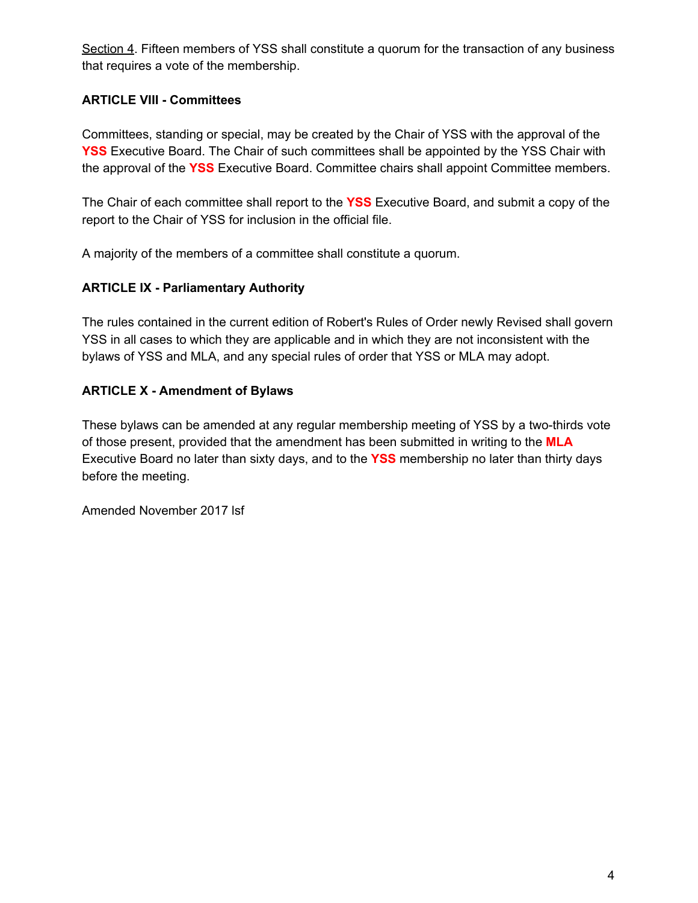Section 4. Fifteen members of YSS shall constitute a quorum for the transaction of any business that requires a vote of the membership.

**ARTICLE VIII - Committees**

Committees, standing or special, may be created by the Chair of YSS with the approval of the **YSS** Executive Board. The Chair of such committees shall be appointed by the YSS Chair with the approval of the **YSS** Executive Board. Committee chairs shall appoint Committee members.

The Chair of each committee shall report to the **YSS** Executive Board, and submit a copy of the report to the Chair of YSS for inclusion in the official file.

A majority of the members of a committee shall constitute a quorum.

**ARTICLE IX - Parliamentary Authority**

The rules contained in the current edition of Robert's Rules of Order newly Revised shall govern YSS in all cases to which they are applicable and in which they are not inconsistent with the bylaws of YSS and MLA, and any special rules of order that YSS or MLA may adopt.

**ARTICLE X - Amendment of Bylaws**

These bylaws can be amended at any regular membership meeting of YSS by a two-thirds vote of those present, provided that the amendment has been submitted in writing to the **MLA** Executive Board no later than sixty days, and to the **YSS** membership no later than thirty days before the meeting.

Amended November 2017 lsf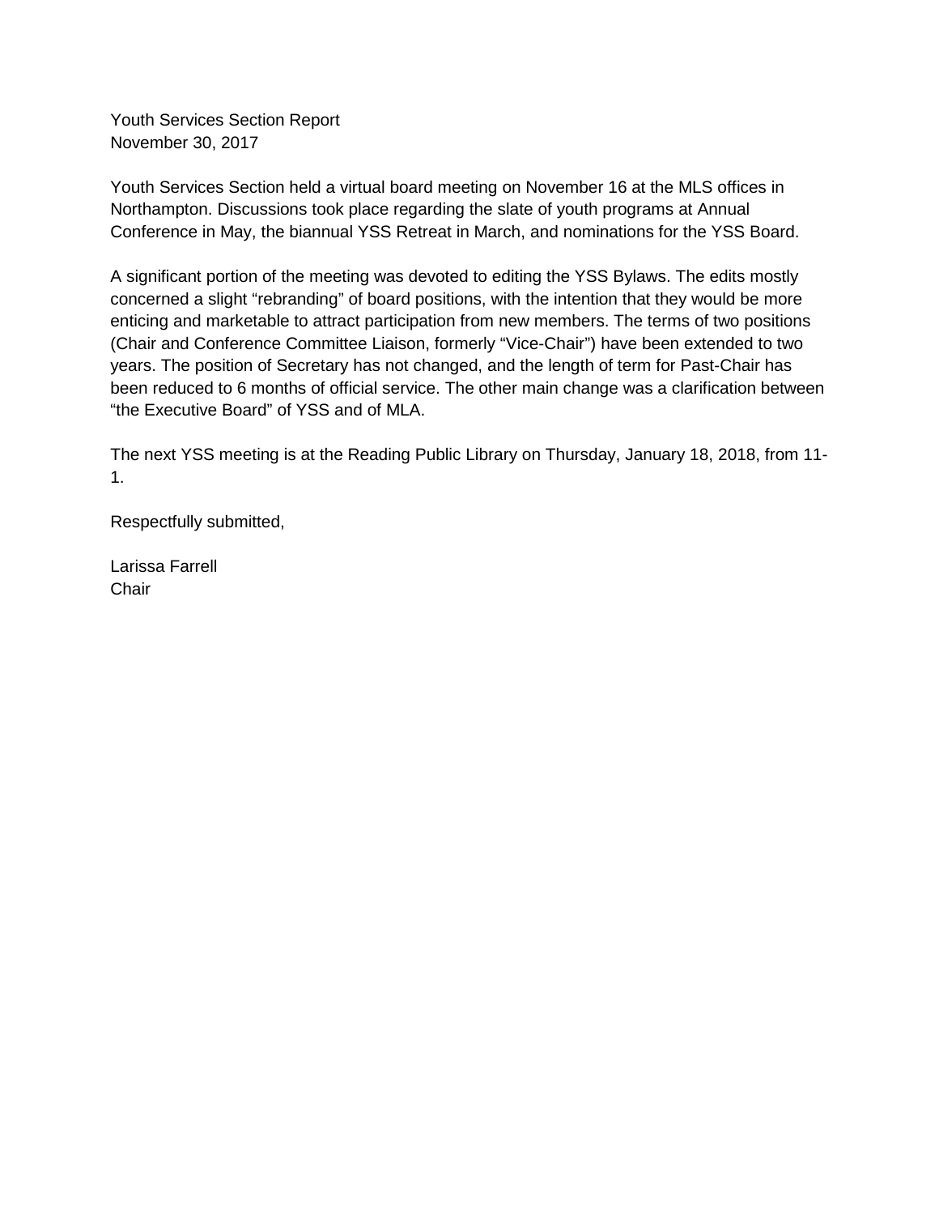Youth Services Section Report
November 30, 2017

Youth Services Section held a virtual board meeting on November 16 at the MLS offices in Northampton. Discussions took place regarding the slate of youth programs at Annual Conference in May, the biannual YSS Retreat in March, and nominations for the YSS Board.

A significant portion of the meeting was devoted to editing the YSS Bylaws. The edits mostly concerned a slight "rebranding" of board positions, with the intention that they would be more enticing and marketable to attract participation from new members. The terms of two positions (Chair and Conference Committee Liaison, formerly "Vice-Chair") have been extended to two years. The position of Secretary has not changed, and the length of term for Past-Chair has been reduced to 6 months of official service. The other main change was a clarification between "the Executive Board" of YSS and of MLA.

The next YSS meeting is at the Reading Public Library on Thursday, January 18, 2018, from 11-1.

Respectfully submitted,

Larissa Farrell
Chair